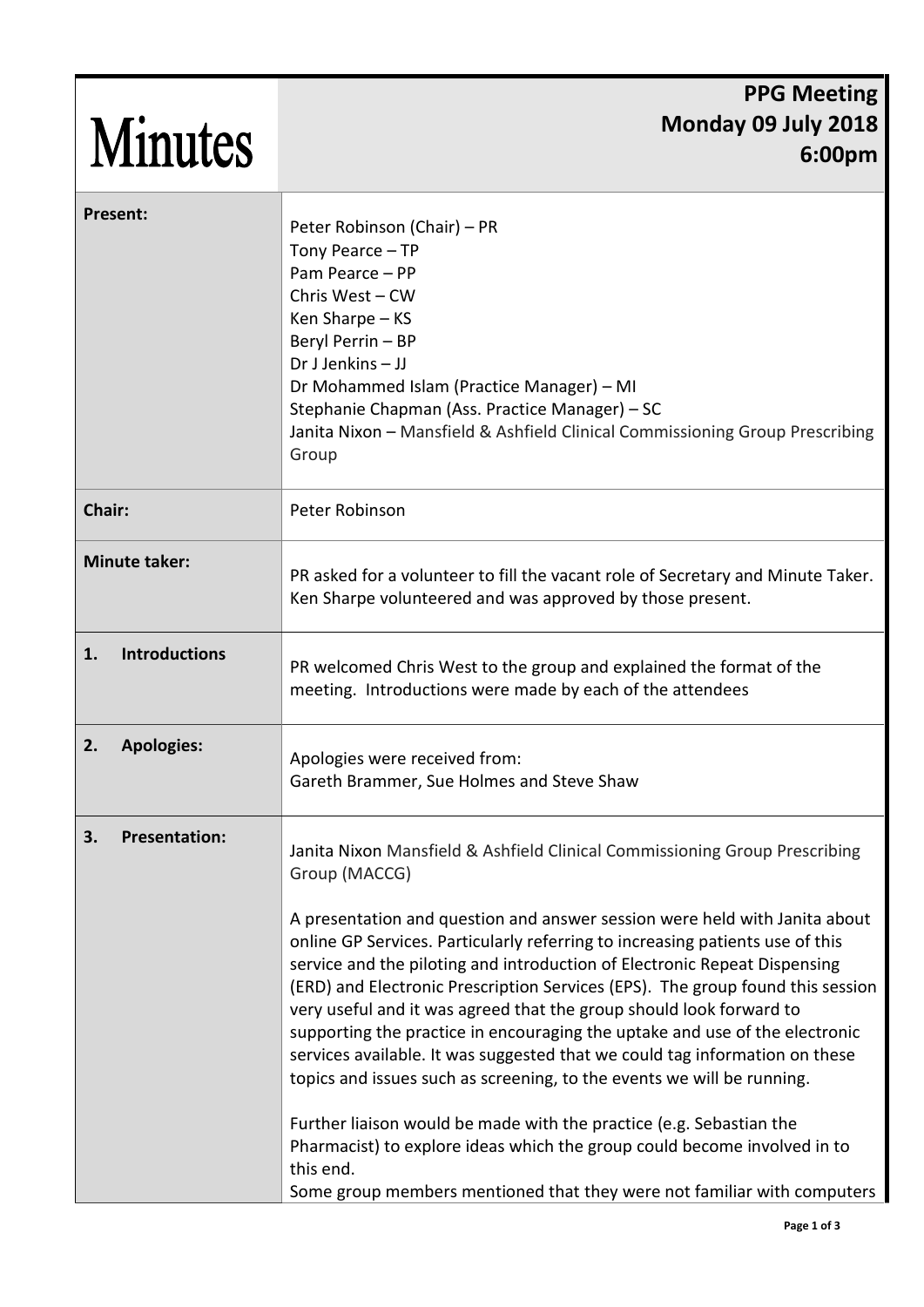# Minutes

**PPG Meeting**
**Monday 09 July 2018**
**6:00pm**

| | |
|---|---|
| **Present:** | Peter Robinson (Chair) – PR<br>Tony Pearce – TP<br>Pam Pearce – PP<br>Chris West – CW<br>Ken Sharpe – KS<br>Beryl Perrin – BP<br>Dr J Jenkins – JJ<br>Dr Mohammed Islam (Practice Manager) – MI<br>Stephanie Chapman (Ass. Practice Manager) – SC<br>Janita Nixon – Mansfield & Ashfield Clinical Commissioning Group Prescribing Group |
| **Chair:** | Peter Robinson |
| **Minute taker:** | PR asked for a volunteer to fill the vacant role of Secretary and Minute Taker. Ken Sharpe volunteered and was approved by those present. |
| **1. Introductions** | PR welcomed Chris West to the group and explained the format of the meeting. Introductions were made by each of the attendees |
| **2. Apologies:** | Apologies were received from:<br>Gareth Brammer, Sue Holmes and Steve Shaw |
| **3. Presentation:** | Janita Nixon Mansfield & Ashfield Clinical Commissioning Group Prescribing Group (MACCG)<br><br>A presentation and question and answer session were held with Janita about online GP Services. Particularly referring to increasing patients use of this service and the piloting and introduction of Electronic Repeat Dispensing (ERD) and Electronic Prescription Services (EPS). The group found this session very useful and it was agreed that the group should look forward to supporting the practice in encouraging the uptake and use of the electronic services available. It was suggested that we could tag information on these topics and issues such as screening, to the events we will be running.<br><br>Further liaison would be made with the practice (e.g. Sebastian the Pharmacist) to explore ideas which the group could become involved in to this end.<br>Some group members mentioned that they were not familiar with computers |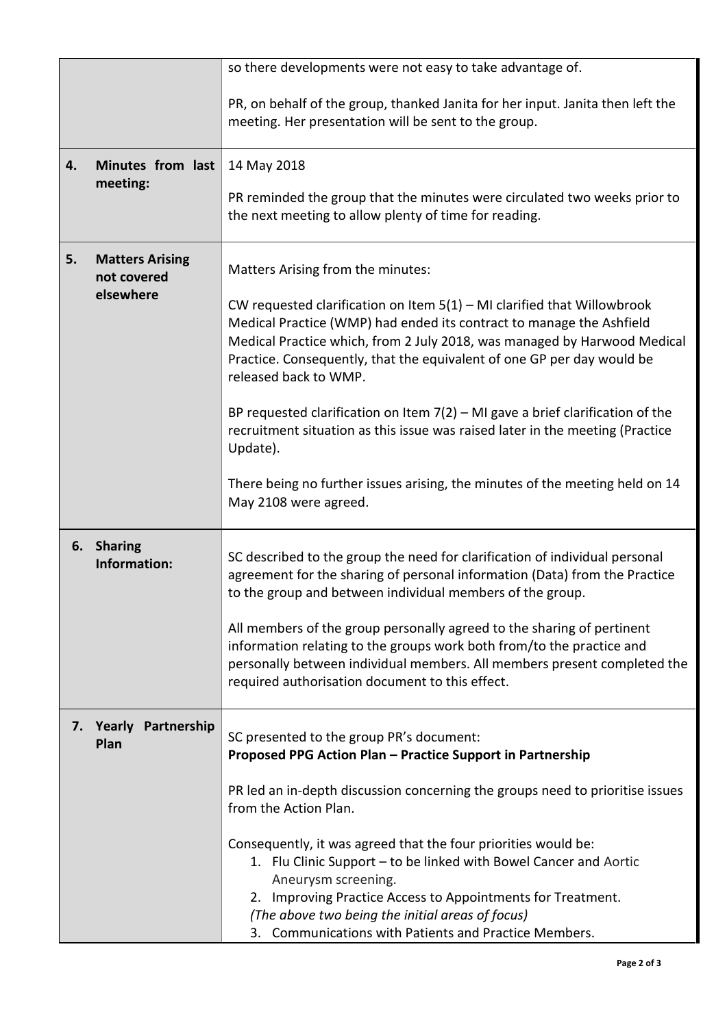|  |  |
|---|---|
|  | so there developments were not easy to take advantage of.<br><br>PR, on behalf of the group, thanked Janita for her input. Janita then left the meeting. Her presentation will be sent to the group. |
| **4. Minutes from last meeting:** | 14 May 2018<br><br>PR reminded the group that the minutes were circulated two weeks prior to the next meeting to allow plenty of time for reading. |
| **5. Matters Arising not covered elsewhere** | Matters Arising from the minutes:<br><br>CW requested clarification on Item 5(1) – MI clarified that Willowbrook Medical Practice (WMP) had ended its contract to manage the Ashfield Medical Practice which, from 2 July 2018, was managed by Harwood Medical Practice. Consequently, that the equivalent of one GP per day would be released back to WMP.<br><br>BP requested clarification on Item 7(2) – MI gave a brief clarification of the recruitment situation as this issue was raised later in the meeting (Practice Update).<br><br>There being no further issues arising, the minutes of the meeting held on 14 May 2108 were agreed. |
| **6. Sharing Information:** | SC described to the group the need for clarification of individual personal agreement for the sharing of personal information (Data) from the Practice to the group and between individual members of the group.<br><br>All members of the group personally agreed to the sharing of pertinent information relating to the groups work both from/to the practice and personally between individual members. All members present completed the required authorisation document to this effect. |
| **7. Yearly Partnership Plan** | SC presented to the group PR's document:<br>**Proposed PPG Action Plan – Practice Support in Partnership**<br><br>PR led an in-depth discussion concerning the groups need to prioritise issues from the Action Plan.<br><br>Consequently, it was agreed that the four priorities would be:<br>1. Flu Clinic Support – to be linked with Bowel Cancer and Aortic Aneurysm screening.<br>2. Improving Practice Access to Appointments for Treatment.<br>*(The above two being the initial areas of focus)*<br>3. Communications with Patients and Practice Members. |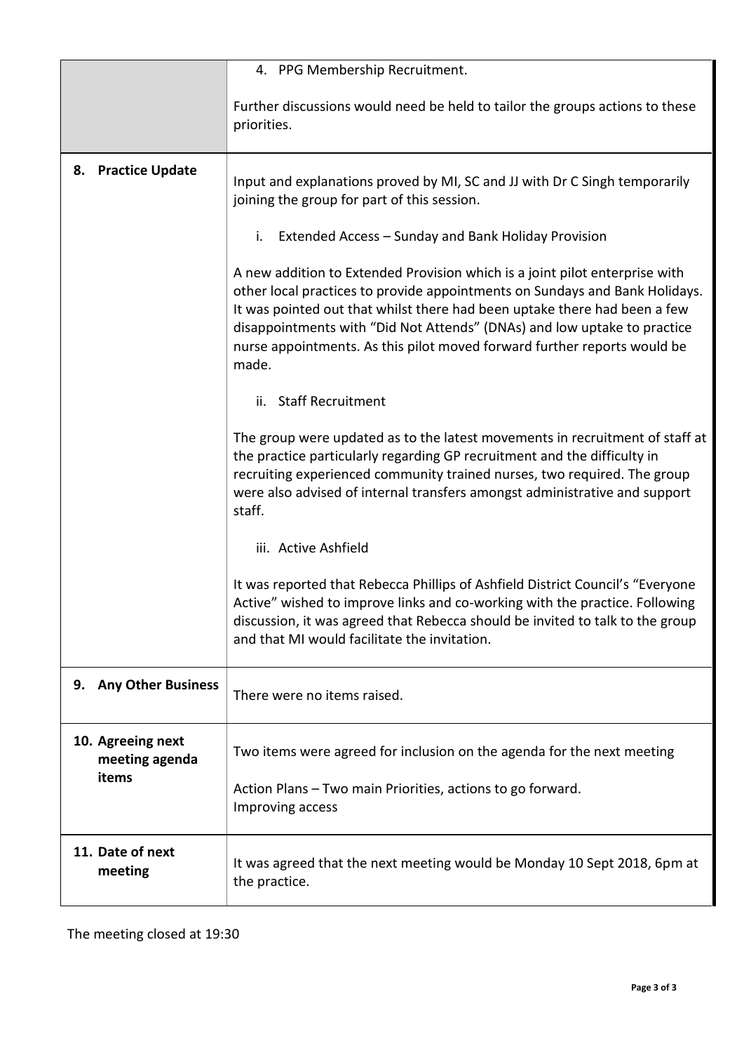| | |
|---|---|
| | 4. PPG Membership Recruitment.<br><br>Further discussions would need be held to tailor the groups actions to these priorities. |
| **8. Practice Update** | Input and explanations proved by MI, SC and JJ with Dr C Singh temporarily joining the group for part of this session.<br><br>i. Extended Access – Sunday and Bank Holiday Provision<br><br>A new addition to Extended Provision which is a joint pilot enterprise with other local practices to provide appointments on Sundays and Bank Holidays. It was pointed out that whilst there had been uptake there had been a few disappointments with "Did Not Attends" (DNAs) and low uptake to practice nurse appointments. As this pilot moved forward further reports would be made.<br><br>ii. Staff Recruitment<br><br>The group were updated as to the latest movements in recruitment of staff at the practice particularly regarding GP recruitment and the difficulty in recruiting experienced community trained nurses, two required. The group were also advised of internal transfers amongst administrative and support staff.<br><br>iii. Active Ashfield<br><br>It was reported that Rebecca Phillips of Ashfield District Council's "Everyone Active" wished to improve links and co-working with the practice. Following discussion, it was agreed that Rebecca should be invited to talk to the group and that MI would facilitate the invitation. |
| **9. Any Other Business** | There were no items raised. |
| **10. Agreeing next meeting agenda items** | Two items were agreed for inclusion on the agenda for the next meeting<br><br>Action Plans – Two main Priorities, actions to go forward.<br>Improving access |
| **11. Date of next meeting** | It was agreed that the next meeting would be Monday 10 Sept 2018, 6pm at the practice. |

The meeting closed at 19:30